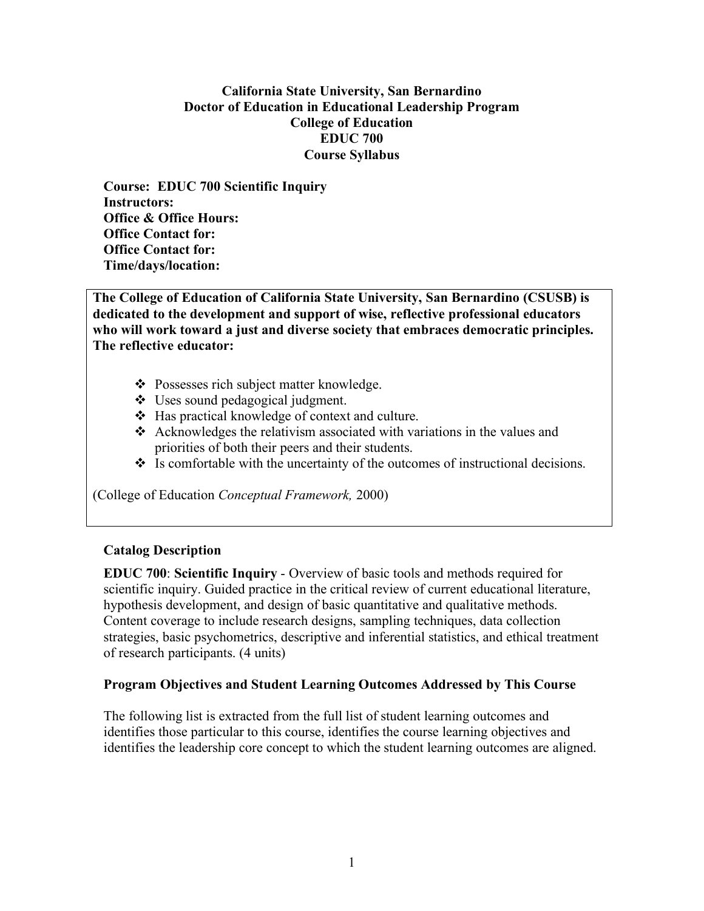**California State University, San Bernardino**
**Doctor of Education in Educational Leadership Program**
**College of Education**
**EDUC 700**
**Course Syllabus**

**Course: EDUC 700 Scientific Inquiry**
**Instructors:**
**Office & Office Hours:**
**Office Contact for:**
**Office Contact for:**
**Time/days/location:**

**The College of Education of California State University, San Bernardino (CSUSB) is dedicated to the development and support of wise, reflective professional educators who will work toward a just and diverse society that embraces democratic principles. The reflective educator:**

- Possesses rich subject matter knowledge.
- Uses sound pedagogical judgment.
- Has practical knowledge of context and culture.
- Acknowledges the relativism associated with variations in the values and priorities of both their peers and their students.
- Is comfortable with the uncertainty of the outcomes of instructional decisions.

(College of Education *Conceptual Framework,* 2000)

## Catalog Description

**EDUC 700**: **Scientific Inquiry** - Overview of basic tools and methods required for scientific inquiry. Guided practice in the critical review of current educational literature, hypothesis development, and design of basic quantitative and qualitative methods. Content coverage to include research designs, sampling techniques, data collection strategies, basic psychometrics, descriptive and inferential statistics, and ethical treatment of research participants. (4 units)

## Program Objectives and Student Learning Outcomes Addressed by This Course

The following list is extracted from the full list of student learning outcomes and identifies those particular to this course, identifies the course learning objectives and identifies the leadership core concept to which the student learning outcomes are aligned.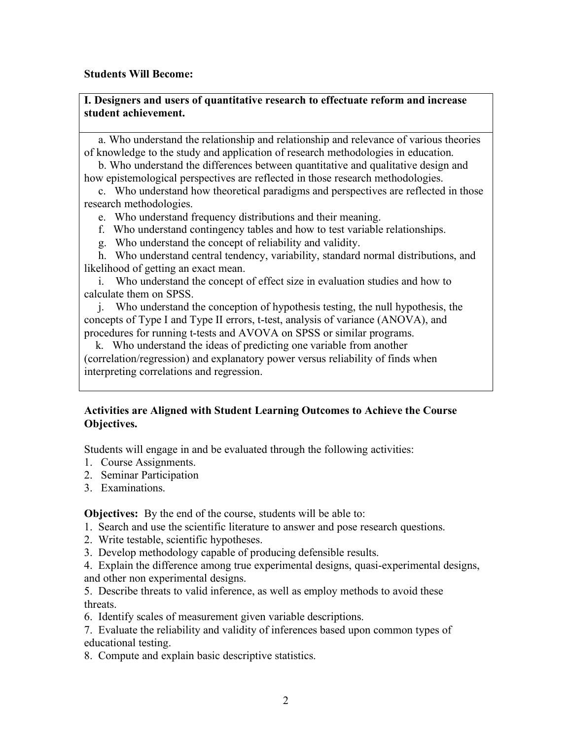**Students Will Become:**

**I. Designers and users of quantitative research to effectuate reform and increase student achievement.**

a. Who understand the relationship and relationship and relevance of various theories of knowledge to the study and application of research methodologies in education.

b. Who understand the differences between quantitative and qualitative design and how epistemological perspectives are reflected in those research methodologies.

c. Who understand how theoretical paradigms and perspectives are reflected in those research methodologies.

e. Who understand frequency distributions and their meaning.

f. Who understand contingency tables and how to test variable relationships.

g. Who understand the concept of reliability and validity.

h. Who understand central tendency, variability, standard normal distributions, and likelihood of getting an exact mean.

i. Who understand the concept of effect size in evaluation studies and how to calculate them on SPSS.

j. Who understand the conception of hypothesis testing, the null hypothesis, the concepts of Type I and Type II errors, t-test, analysis of variance (ANOVA), and procedures for running t-tests and AVOVA on SPSS or similar programs.

k. Who understand the ideas of predicting one variable from another (correlation/regression) and explanatory power versus reliability of finds when interpreting correlations and regression.

**Activities are Aligned with Student Learning Outcomes to Achieve the Course Objectives.**

Students will engage in and be evaluated through the following activities:

1. Course Assignments.
2. Seminar Participation
3. Examinations.

**Objectives:** By the end of the course, students will be able to:

1. Search and use the scientific literature to answer and pose research questions.
2. Write testable, scientific hypotheses.
3. Develop methodology capable of producing defensible results.
4. Explain the difference among true experimental designs, quasi-experimental designs, and other non experimental designs.
5. Describe threats to valid inference, as well as employ methods to avoid these threats.
6. Identify scales of measurement given variable descriptions.
7. Evaluate the reliability and validity of inferences based upon common types of educational testing.
8. Compute and explain basic descriptive statistics.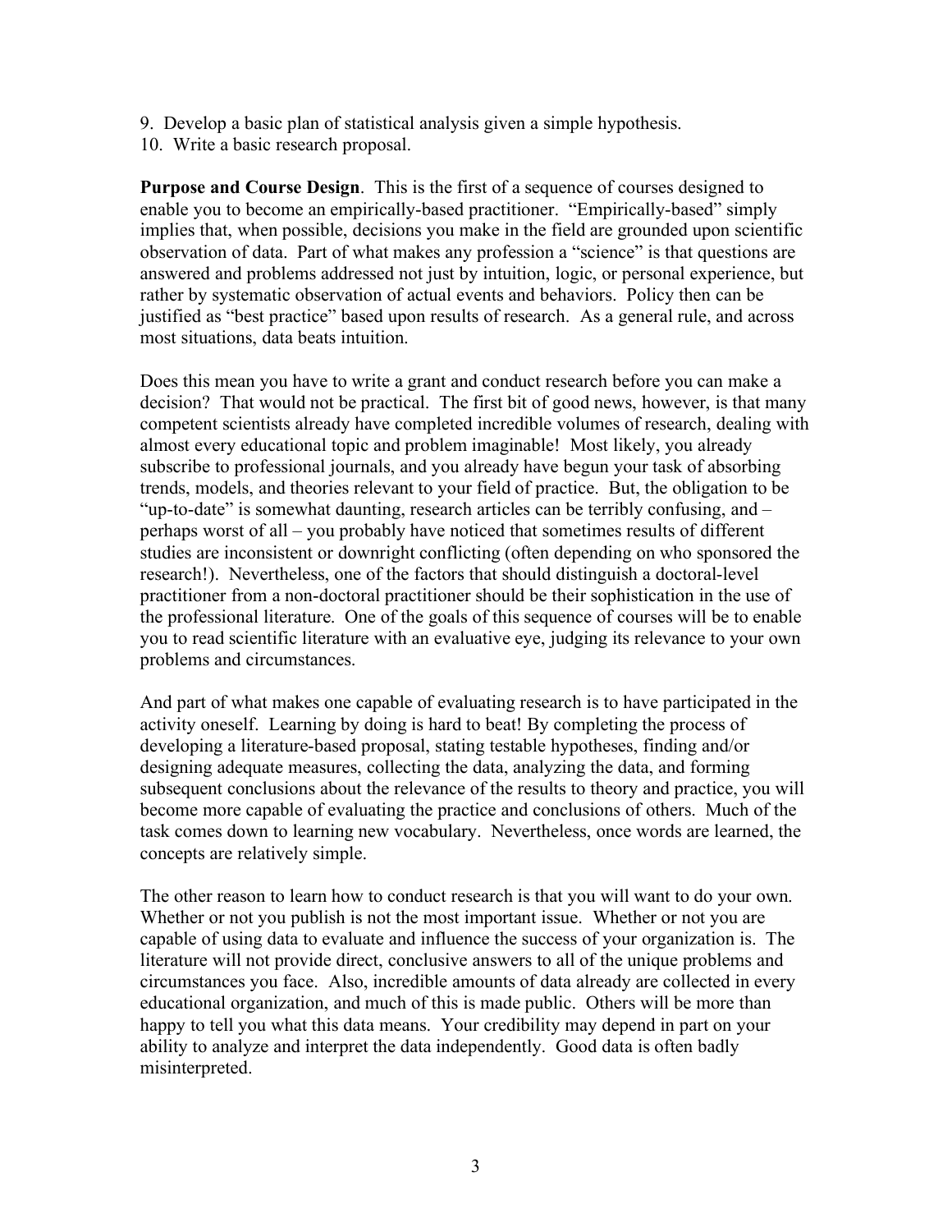9. Develop a basic plan of statistical analysis given a simple hypothesis.
10. Write a basic research proposal.

**Purpose and Course Design**. This is the first of a sequence of courses designed to enable you to become an empirically-based practitioner. "Empirically-based" simply implies that, when possible, decisions you make in the field are grounded upon scientific observation of data. Part of what makes any profession a "science" is that questions are answered and problems addressed not just by intuition, logic, or personal experience, but rather by systematic observation of actual events and behaviors. Policy then can be justified as "best practice" based upon results of research. As a general rule, and across most situations, data beats intuition.

Does this mean you have to write a grant and conduct research before you can make a decision? That would not be practical. The first bit of good news, however, is that many competent scientists already have completed incredible volumes of research, dealing with almost every educational topic and problem imaginable! Most likely, you already subscribe to professional journals, and you already have begun your task of absorbing trends, models, and theories relevant to your field of practice. But, the obligation to be "up-to-date" is somewhat daunting, research articles can be terribly confusing, and – perhaps worst of all – you probably have noticed that sometimes results of different studies are inconsistent or downright conflicting (often depending on who sponsored the research!). Nevertheless, one of the factors that should distinguish a doctoral-level practitioner from a non-doctoral practitioner should be their sophistication in the use of the professional literature. One of the goals of this sequence of courses will be to enable you to read scientific literature with an evaluative eye, judging its relevance to your own problems and circumstances.

And part of what makes one capable of evaluating research is to have participated in the activity oneself. Learning by doing is hard to beat! By completing the process of developing a literature-based proposal, stating testable hypotheses, finding and/or designing adequate measures, collecting the data, analyzing the data, and forming subsequent conclusions about the relevance of the results to theory and practice, you will become more capable of evaluating the practice and conclusions of others. Much of the task comes down to learning new vocabulary. Nevertheless, once words are learned, the concepts are relatively simple.

The other reason to learn how to conduct research is that you will want to do your own. Whether or not you publish is not the most important issue. Whether or not you are capable of using data to evaluate and influence the success of your organization is. The literature will not provide direct, conclusive answers to all of the unique problems and circumstances you face. Also, incredible amounts of data already are collected in every educational organization, and much of this is made public. Others will be more than happy to tell you what this data means. Your credibility may depend in part on your ability to analyze and interpret the data independently. Good data is often badly misinterpreted.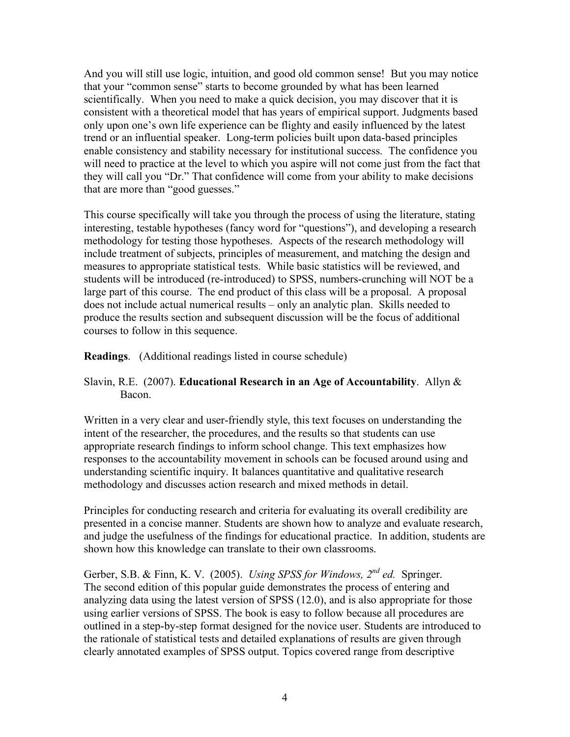And you will still use logic, intuition, and good old common sense! But you may notice that your "common sense" starts to become grounded by what has been learned scientifically. When you need to make a quick decision, you may discover that it is consistent with a theoretical model that has years of empirical support. Judgments based only upon one's own life experience can be flighty and easily influenced by the latest trend or an influential speaker. Long-term policies built upon data-based principles enable consistency and stability necessary for institutional success. The confidence you will need to practice at the level to which you aspire will not come just from the fact that they will call you "Dr." That confidence will come from your ability to make decisions that are more than "good guesses."

This course specifically will take you through the process of using the literature, stating interesting, testable hypotheses (fancy word for "questions"), and developing a research methodology for testing those hypotheses. Aspects of the research methodology will include treatment of subjects, principles of measurement, and matching the design and measures to appropriate statistical tests. While basic statistics will be reviewed, and students will be introduced (re-introduced) to SPSS, numbers-crunching will NOT be a large part of this course. The end product of this class will be a proposal. A proposal does not include actual numerical results – only an analytic plan. Skills needed to produce the results section and subsequent discussion will be the focus of additional courses to follow in this sequence.

**Readings**. (Additional readings listed in course schedule)

Slavin, R.E. (2007). **Educational Research in an Age of Accountability**. Allyn & Bacon.

Written in a very clear and user-friendly style, this text focuses on understanding the intent of the researcher, the procedures, and the results so that students can use appropriate research findings to inform school change. This text emphasizes how responses to the accountability movement in schools can be focused around using and understanding scientific inquiry. It balances quantitative and qualitative research methodology and discusses action research and mixed methods in detail.

Principles for conducting research and criteria for evaluating its overall credibility are presented in a concise manner. Students are shown how to analyze and evaluate research, and judge the usefulness of the findings for educational practice. In addition, students are shown how this knowledge can translate to their own classrooms.

Gerber, S.B. & Finn, K. V. (2005). *Using SPSS for Windows, 2nd ed.* Springer.
The second edition of this popular guide demonstrates the process of entering and analyzing data using the latest version of SPSS (12.0), and is also appropriate for those using earlier versions of SPSS. The book is easy to follow because all procedures are outlined in a step-by-step format designed for the novice user. Students are introduced to the rationale of statistical tests and detailed explanations of results are given through clearly annotated examples of SPSS output. Topics covered range from descriptive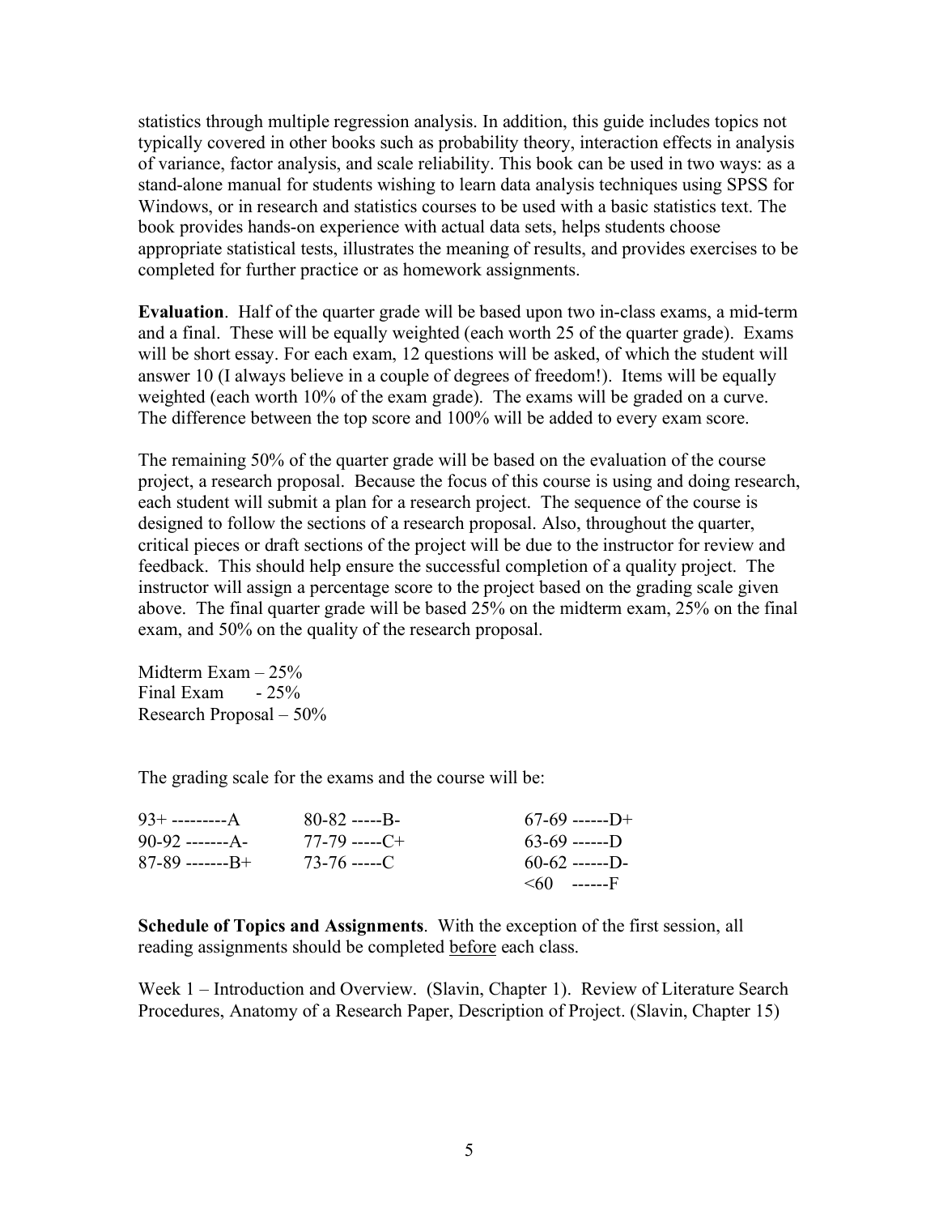statistics through multiple regression analysis. In addition, this guide includes topics not typically covered in other books such as probability theory, interaction effects in analysis of variance, factor analysis, and scale reliability. This book can be used in two ways: as a stand-alone manual for students wishing to learn data analysis techniques using SPSS for Windows, or in research and statistics courses to be used with a basic statistics text. The book provides hands-on experience with actual data sets, helps students choose appropriate statistical tests, illustrates the meaning of results, and provides exercises to be completed for further practice or as homework assignments.

**Evaluation**. Half of the quarter grade will be based upon two in-class exams, a mid-term and a final. These will be equally weighted (each worth 25 of the quarter grade). Exams will be short essay. For each exam, 12 questions will be asked, of which the student will answer 10 (I always believe in a couple of degrees of freedom!). Items will be equally weighted (each worth 10% of the exam grade). The exams will be graded on a curve. The difference between the top score and 100% will be added to every exam score.

The remaining 50% of the quarter grade will be based on the evaluation of the course project, a research proposal. Because the focus of this course is using and doing research, each student will submit a plan for a research project. The sequence of the course is designed to follow the sections of a research proposal. Also, throughout the quarter, critical pieces or draft sections of the project will be due to the instructor for review and feedback. This should help ensure the successful completion of a quality project. The instructor will assign a percentage score to the project based on the grading scale given above. The final quarter grade will be based 25% on the midterm exam, 25% on the final exam, and 50% on the quality of the research proposal.

Midterm Exam – 25%
Final Exam - 25%
Research Proposal – 50%

The grading scale for the exams and the course will be:

| | | |
|---|---|---|
| 93+ ---------A | 80-82 -----B- | 67-69 ------D+ |
| 90-92 -------A- | 77-79 -----C+ | 63-69 ------D |
| 87-89 -------B+ | 73-76 -----C | 60-62 ------D- |
| | | <60 ------F |

**Schedule of Topics and Assignments**. With the exception of the first session, all reading assignments should be completed before each class.

Week 1 – Introduction and Overview. (Slavin, Chapter 1). Review of Literature Search Procedures, Anatomy of a Research Paper, Description of Project. (Slavin, Chapter 15)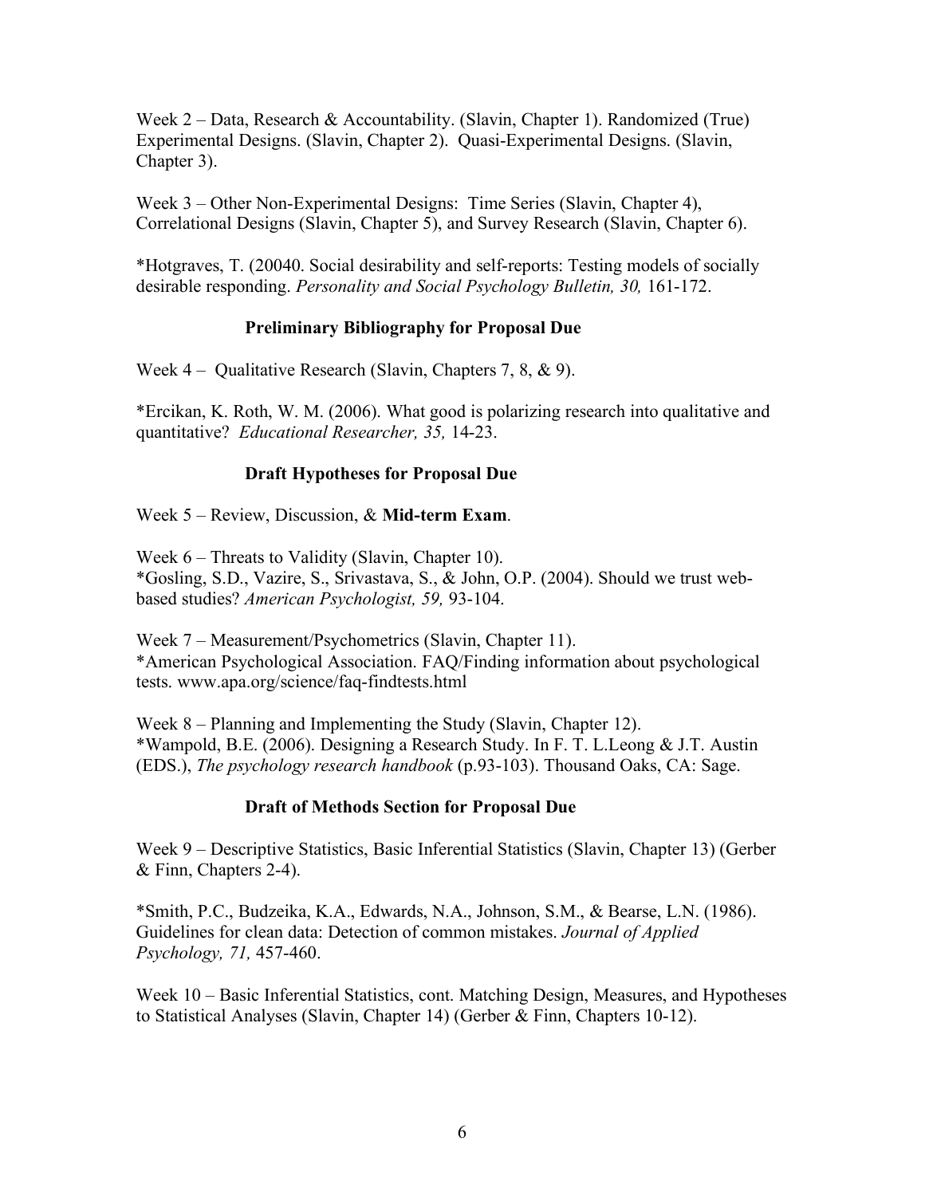Week 2 – Data, Research & Accountability. (Slavin, Chapter 1). Randomized (True) Experimental Designs. (Slavin, Chapter 2). Quasi-Experimental Designs. (Slavin, Chapter 3).

Week 3 – Other Non-Experimental Designs: Time Series (Slavin, Chapter 4), Correlational Designs (Slavin, Chapter 5), and Survey Research (Slavin, Chapter 6).

*Hotgraves, T. (20040. Social desirability and self-reports: Testing models of socially desirable responding. *Personality and Social Psychology Bulletin, 30,* 161-172.

**Preliminary Bibliography for Proposal Due**

Week 4 – Qualitative Research (Slavin, Chapters 7, 8, & 9).

*Ercikan, K. Roth, W. M. (2006). What good is polarizing research into qualitative and quantitative? *Educational Researcher, 35,* 14-23.

**Draft Hypotheses for Proposal Due**

Week 5 – Review, Discussion, & **Mid-term Exam**.

Week 6 – Threats to Validity (Slavin, Chapter 10).
*Gosling, S.D., Vazire, S., Srivastava, S., & John, O.P. (2004). Should we trust web-based studies? *American Psychologist, 59,* 93-104.

Week 7 – Measurement/Psychometrics (Slavin, Chapter 11).
*American Psychological Association. FAQ/Finding information about psychological tests. www.apa.org/science/faq-findtests.html

Week 8 – Planning and Implementing the Study (Slavin, Chapter 12).
*Wampold, B.E. (2006). Designing a Research Study. In F. T. L.Leong & J.T. Austin (EDS.), *The psychology research handbook* (p.93-103). Thousand Oaks, CA: Sage.

**Draft of Methods Section for Proposal Due**

Week 9 – Descriptive Statistics, Basic Inferential Statistics (Slavin, Chapter 13) (Gerber & Finn, Chapters 2-4).

*Smith, P.C., Budzeika, K.A., Edwards, N.A., Johnson, S.M., & Bearse, L.N. (1986). Guidelines for clean data: Detection of common mistakes. *Journal of Applied Psychology, 71,* 457-460.

Week 10 – Basic Inferential Statistics, cont. Matching Design, Measures, and Hypotheses to Statistical Analyses (Slavin, Chapter 14) (Gerber & Finn, Chapters 10-12).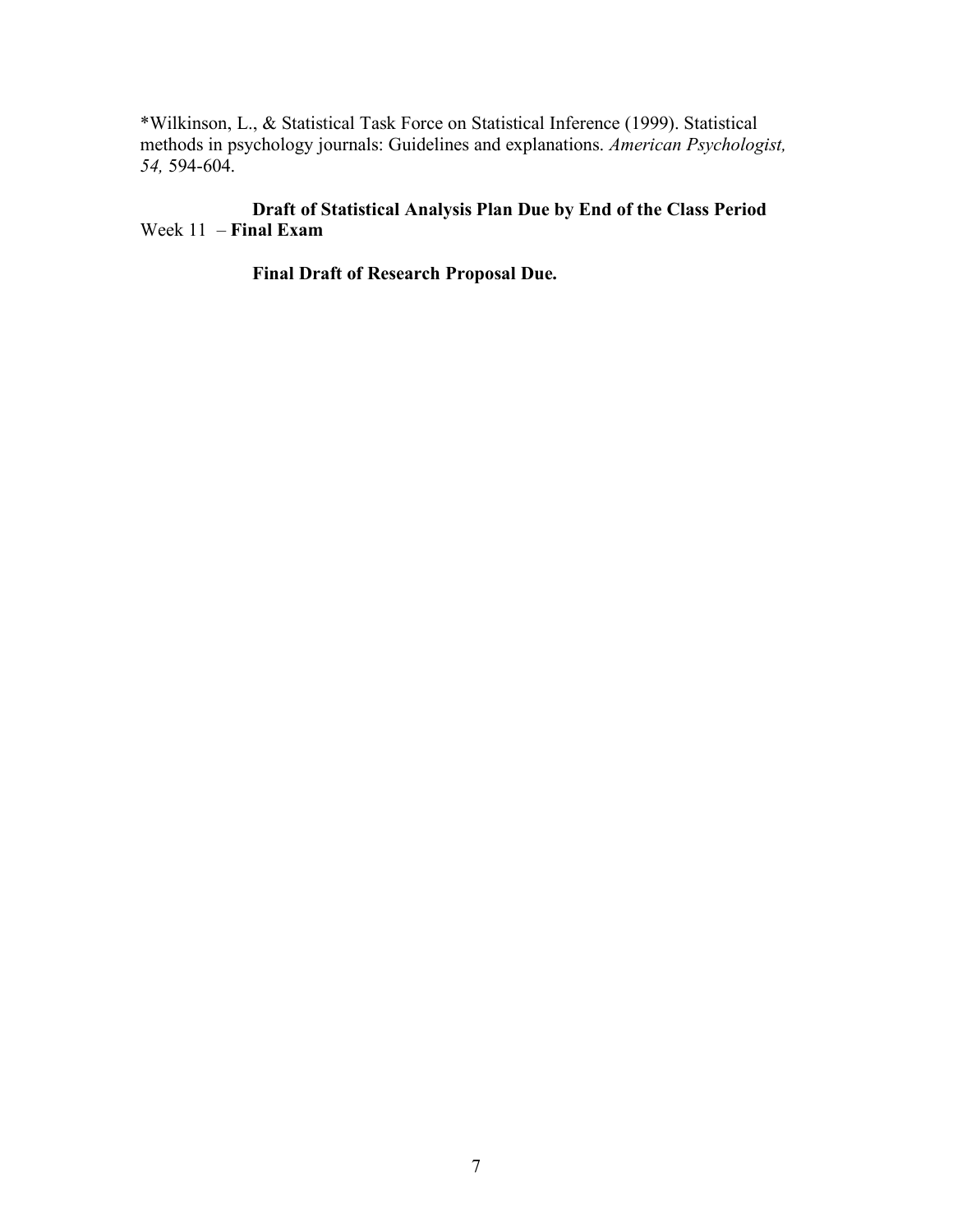*Wilkinson, L., & Statistical Task Force on Statistical Inference (1999). Statistical methods in psychology journals: Guidelines and explanations. *American Psychologist, 54,* 594-604.

**Draft of Statistical Analysis Plan Due by End of the Class Period**

Week 11 – **Final Exam**

**Final Draft of Research Proposal Due.**